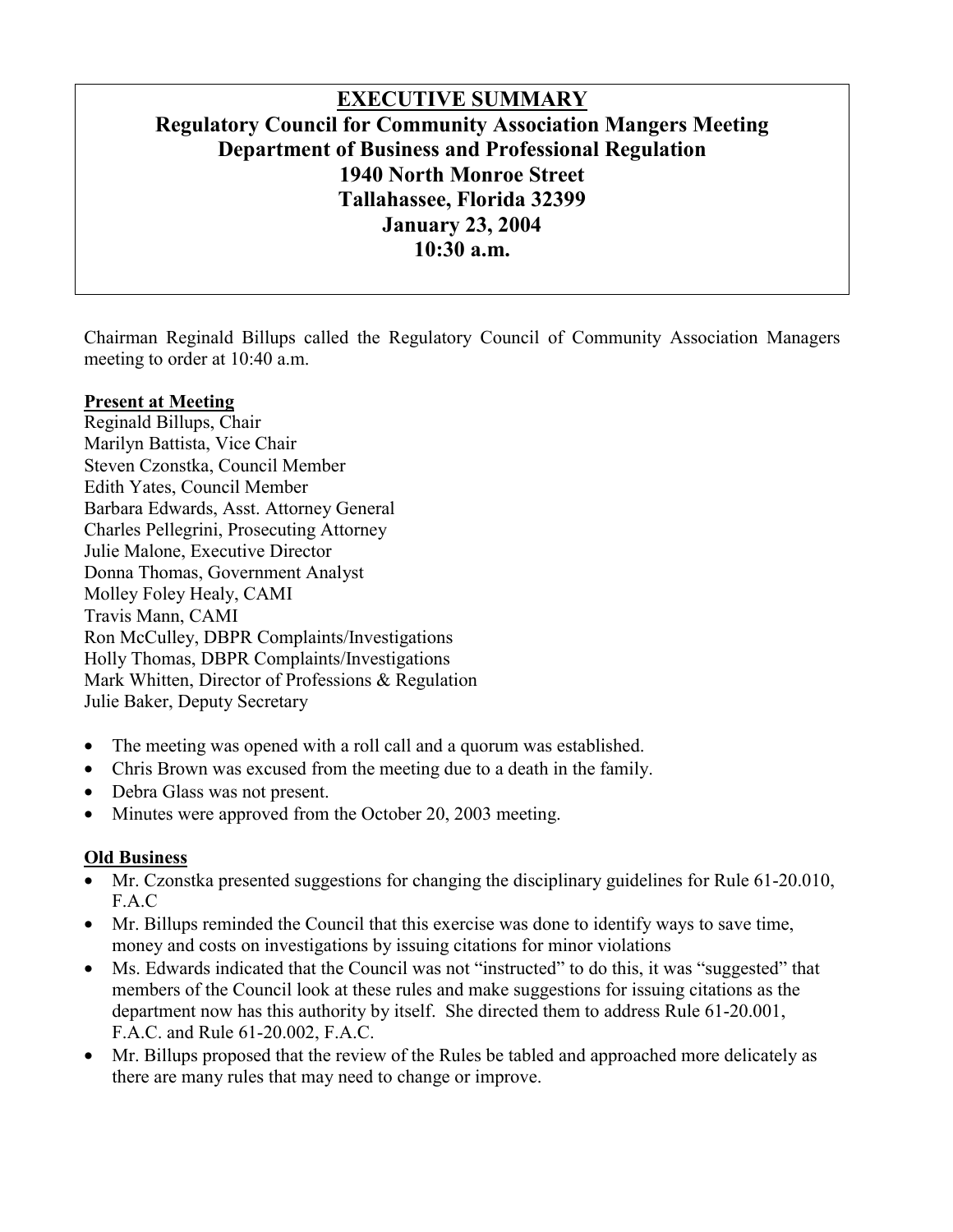# EXECUTIVE SUMMARY

## Regulatory Council for Community Association Mangers Meeting
## Department of Business and Professional Regulation
## 1940 North Monroe Street
## Tallahassee, Florida 32399
## January 23, 2004
## 10:30 a.m.

Chairman Reginald Billups called the Regulatory Council of Community Association Managers meeting to order at 10:40 a.m.

**Present at Meeting**

Reginald Billups, Chair
Marilyn Battista, Vice Chair
Steven Czonstka, Council Member
Edith Yates, Council Member
Barbara Edwards, Asst. Attorney General
Charles Pellegrini, Prosecuting Attorney
Julie Malone, Executive Director
Donna Thomas, Government Analyst
Molley Foley Healy, CAMI
Travis Mann, CAMI
Ron McCulley, DBPR Complaints/Investigations
Holly Thomas, DBPR Complaints/Investigations
Mark Whitten, Director of Professions & Regulation
Julie Baker, Deputy Secretary

- The meeting was opened with a roll call and a quorum was established.
- Chris Brown was excused from the meeting due to a death in the family.
- Debra Glass was not present.
- Minutes were approved from the October 20, 2003 meeting.

**Old Business**

- Mr. Czonstka presented suggestions for changing the disciplinary guidelines for Rule 61-20.010, F.A.C
- Mr. Billups reminded the Council that this exercise was done to identify ways to save time, money and costs on investigations by issuing citations for minor violations
- Ms. Edwards indicated that the Council was not "instructed" to do this, it was "suggested" that members of the Council look at these rules and make suggestions for issuing citations as the department now has this authority by itself. She directed them to address Rule 61-20.001, F.A.C. and Rule 61-20.002, F.A.C.
- Mr. Billups proposed that the review of the Rules be tabled and approached more delicately as there are many rules that may need to change or improve.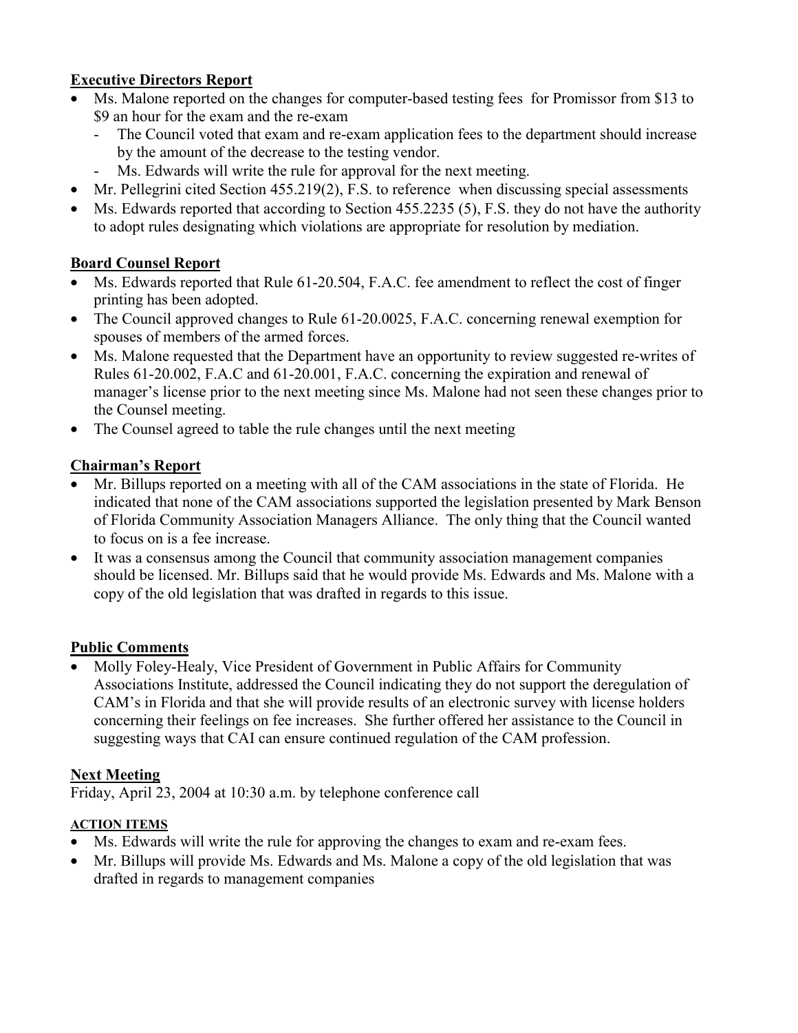## Executive Directors Report

- Ms. Malone reported on the changes for computer-based testing fees for Promissor from $13 to $9 an hour for the exam and the re-exam
  - The Council voted that exam and re-exam application fees to the department should increase by the amount of the decrease to the testing vendor.
  - Ms. Edwards will write the rule for approval for the next meeting.
- Mr. Pellegrini cited Section 455.219(2), F.S. to reference when discussing special assessments
- Ms. Edwards reported that according to Section 455.2235 (5), F.S. they do not have the authority to adopt rules designating which violations are appropriate for resolution by mediation.

## Board Counsel Report

- Ms. Edwards reported that Rule 61-20.504, F.A.C. fee amendment to reflect the cost of finger printing has been adopted.
- The Council approved changes to Rule 61-20.0025, F.A.C. concerning renewal exemption for spouses of members of the armed forces.
- Ms. Malone requested that the Department have an opportunity to review suggested re-writes of Rules 61-20.002, F.A.C and 61-20.001, F.A.C. concerning the expiration and renewal of manager's license prior to the next meeting since Ms. Malone had not seen these changes prior to the Counsel meeting.
- The Counsel agreed to table the rule changes until the next meeting

## Chairman's Report

- Mr. Billups reported on a meeting with all of the CAM associations in the state of Florida. He indicated that none of the CAM associations supported the legislation presented by Mark Benson of Florida Community Association Managers Alliance. The only thing that the Council wanted to focus on is a fee increase.
- It was a consensus among the Council that community association management companies should be licensed. Mr. Billups said that he would provide Ms. Edwards and Ms. Malone with a copy of the old legislation that was drafted in regards to this issue.

## Public Comments

- Molly Foley-Healy, Vice President of Government in Public Affairs for Community Associations Institute, addressed the Council indicating they do not support the deregulation of CAM's in Florida and that she will provide results of an electronic survey with license holders concerning their feelings on fee increases. She further offered her assistance to the Council in suggesting ways that CAI can ensure continued regulation of the CAM profession.

## Next Meeting

Friday, April 23, 2004 at 10:30 a.m. by telephone conference call

### ACTION ITEMS

- Ms. Edwards will write the rule for approving the changes to exam and re-exam fees.
- Mr. Billups will provide Ms. Edwards and Ms. Malone a copy of the old legislation that was drafted in regards to management companies